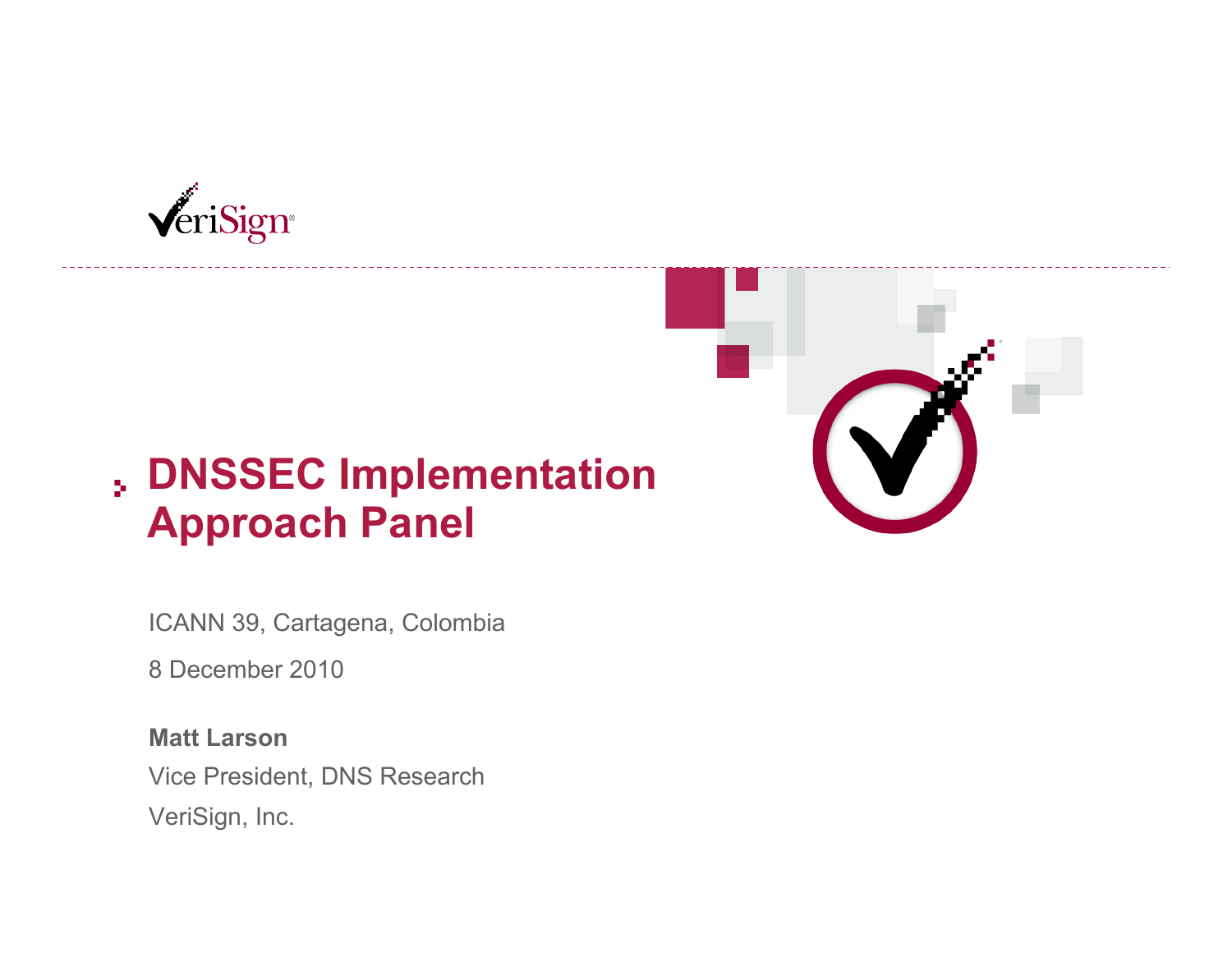# DNSSEC Implementation Approach Panel

ICANN 39, Cartagena, Colombia

8 December 2010

**Matt Larson**

Vice President, DNS Research

VeriSign, Inc.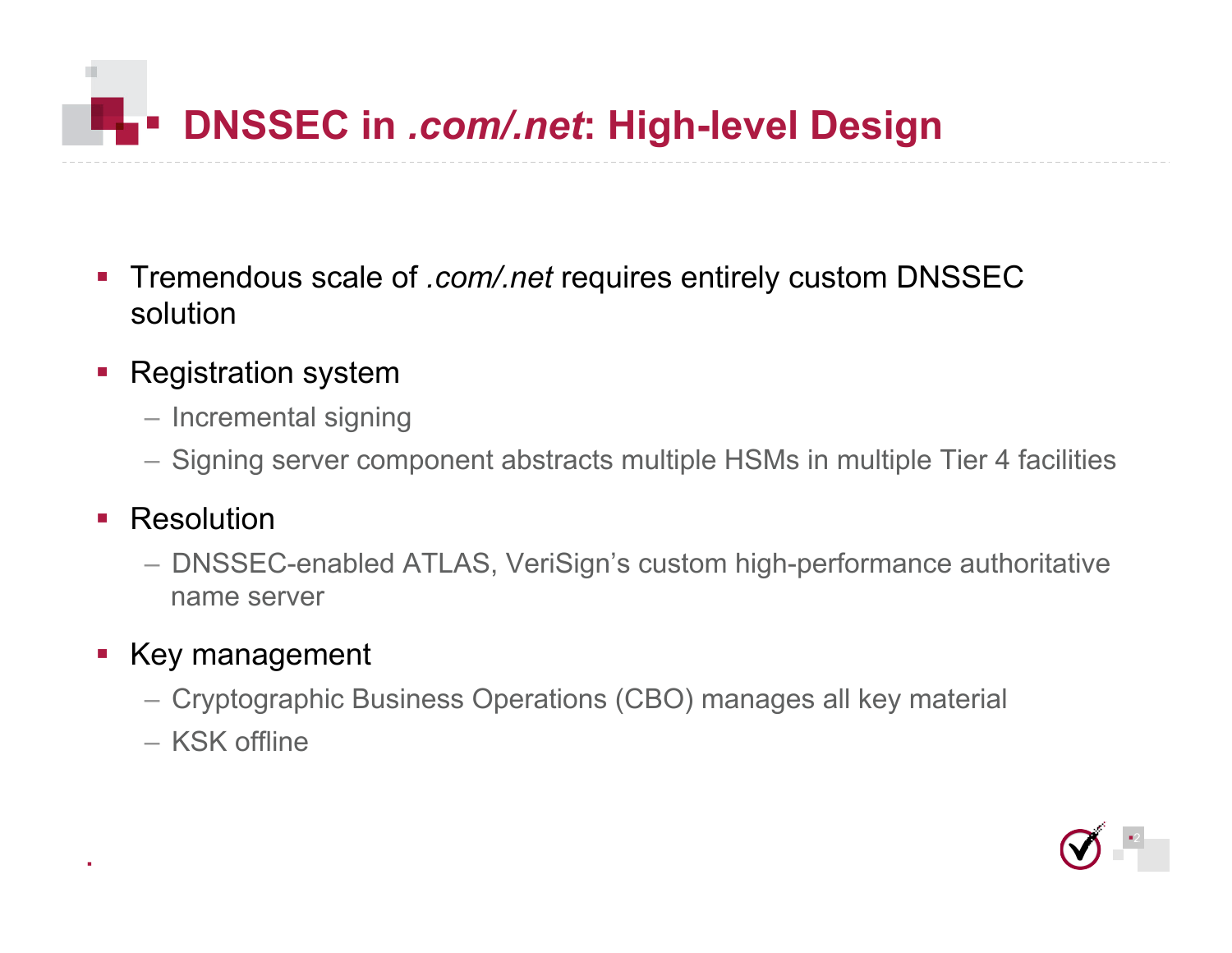# DNSSEC in *.com/.net*: High-level Design

- Tremendous scale of *.com/.net* requires entirely custom DNSSEC solution
- Registration system
  - Incremental signing
  - Signing server component abstracts multiple HSMs in multiple Tier 4 facilities
- Resolution
  - DNSSEC-enabled ATLAS, VeriSign's custom high-performance authoritative name server
- Key management
  - Cryptographic Business Operations (CBO) manages all key material
  - KSK offline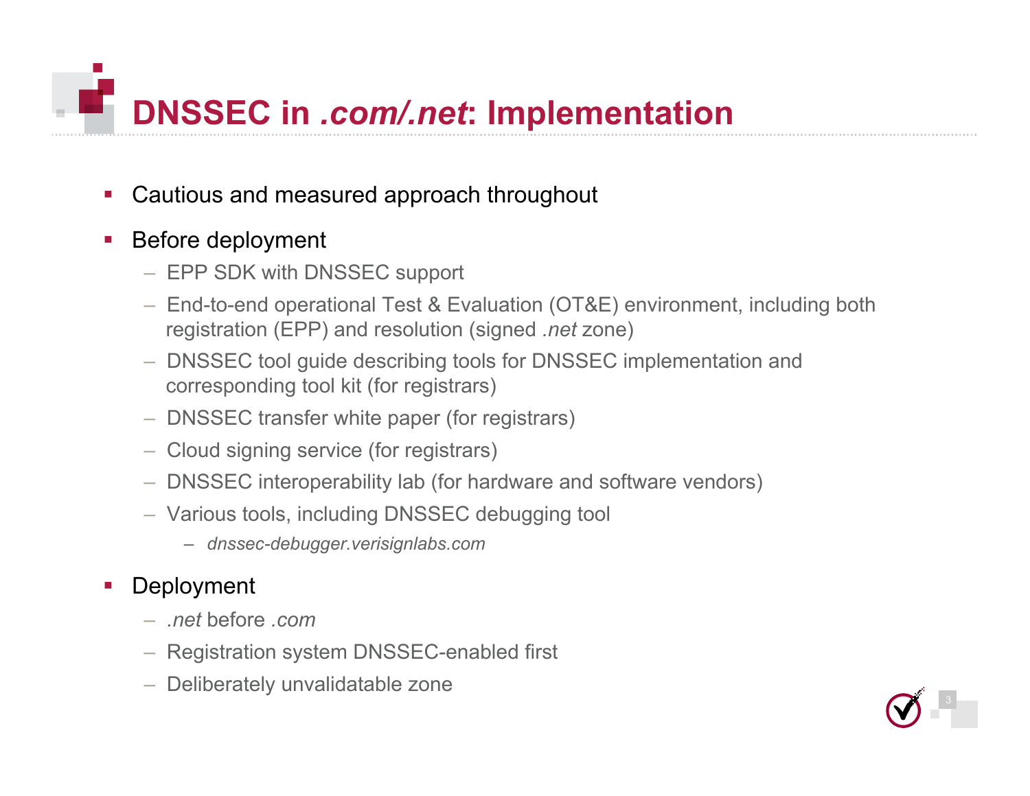# DNSSEC in *.com/.net*: Implementation

- Cautious and measured approach throughout
- Before deployment
  - EPP SDK with DNSSEC support
  - End-to-end operational Test & Evaluation (OT&E) environment, including both registration (EPP) and resolution (signed *.net* zone)
  - DNSSEC tool guide describing tools for DNSSEC implementation and corresponding tool kit (for registrars)
  - DNSSEC transfer white paper (for registrars)
  - Cloud signing service (for registrars)
  - DNSSEC interoperability lab (for hardware and software vendors)
  - Various tools, including DNSSEC debugging tool
    - *dnssec-debugger.verisignlabs.com*
- Deployment
  - *.net* before *.com*
  - Registration system DNSSEC-enabled first
  - Deliberately unvalidatable zone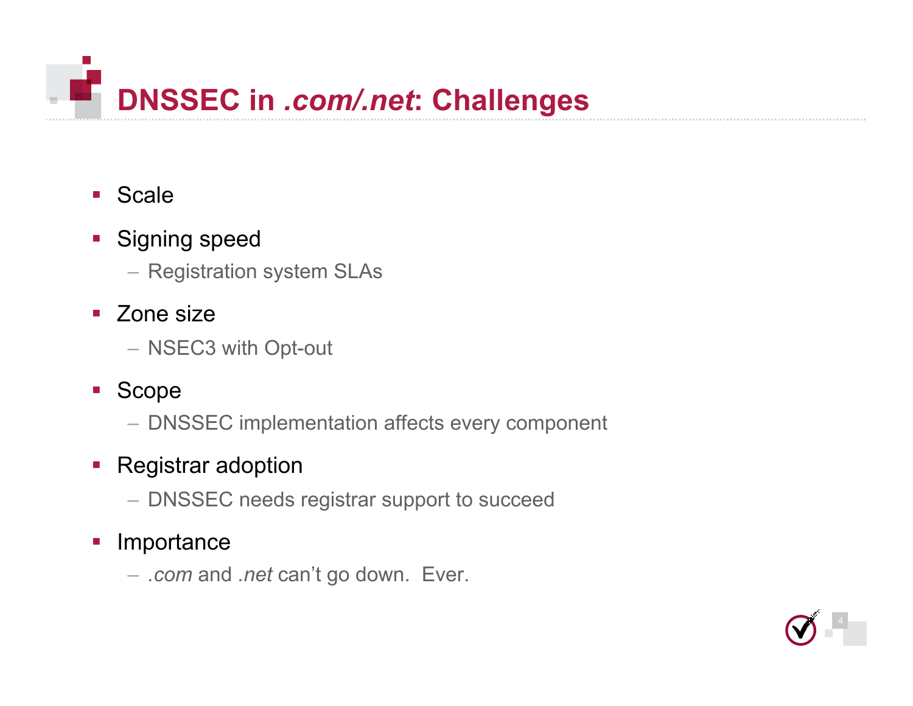# DNSSEC in *.com/.net*: Challenges

- Scale
- Signing speed
  - Registration system SLAs
- Zone size
  - NSEC3 with Opt-out
- Scope
  - DNSSEC implementation affects every component
- Registrar adoption
  - DNSSEC needs registrar support to succeed
- Importance
  - *.com* and *.net* can't go down. Ever.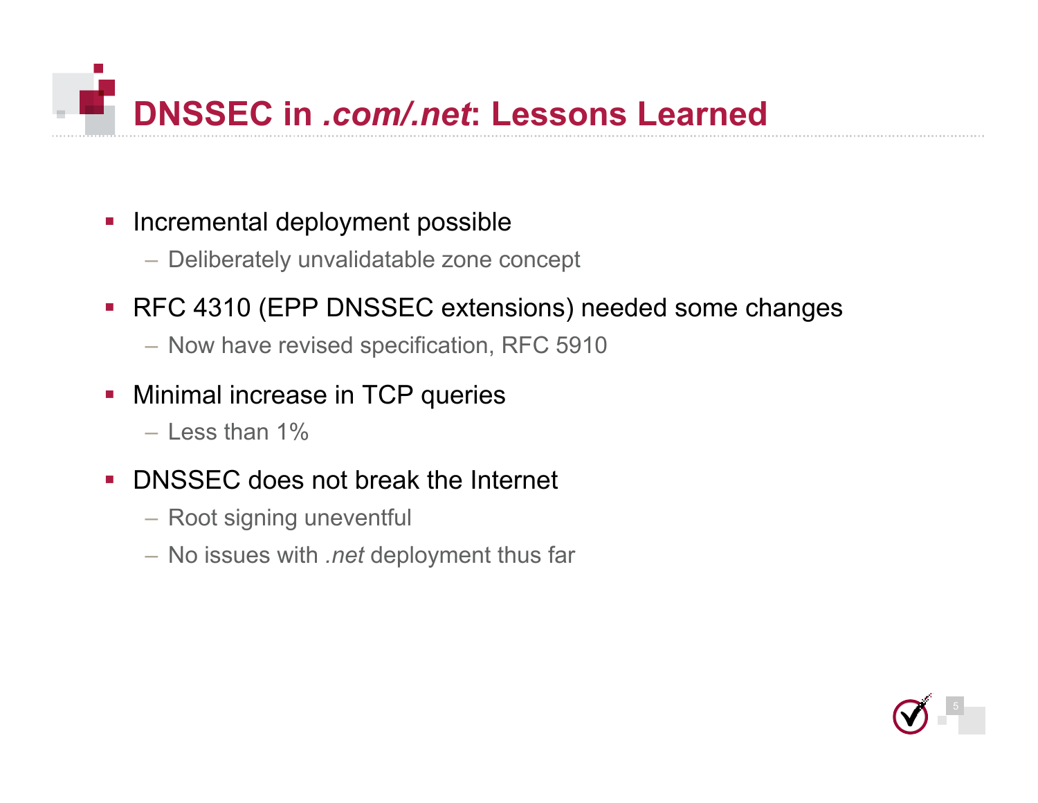# DNSSEC in *.com/.net*: Lessons Learned

- Incremental deployment possible
  - Deliberately unvalidatable zone concept
- RFC 4310 (EPP DNSSEC extensions) needed some changes
  - Now have revised specification, RFC 5910
- Minimal increase in TCP queries
  - Less than 1%
- DNSSEC does not break the Internet
  - Root signing uneventful
  - No issues with *.net* deployment thus far